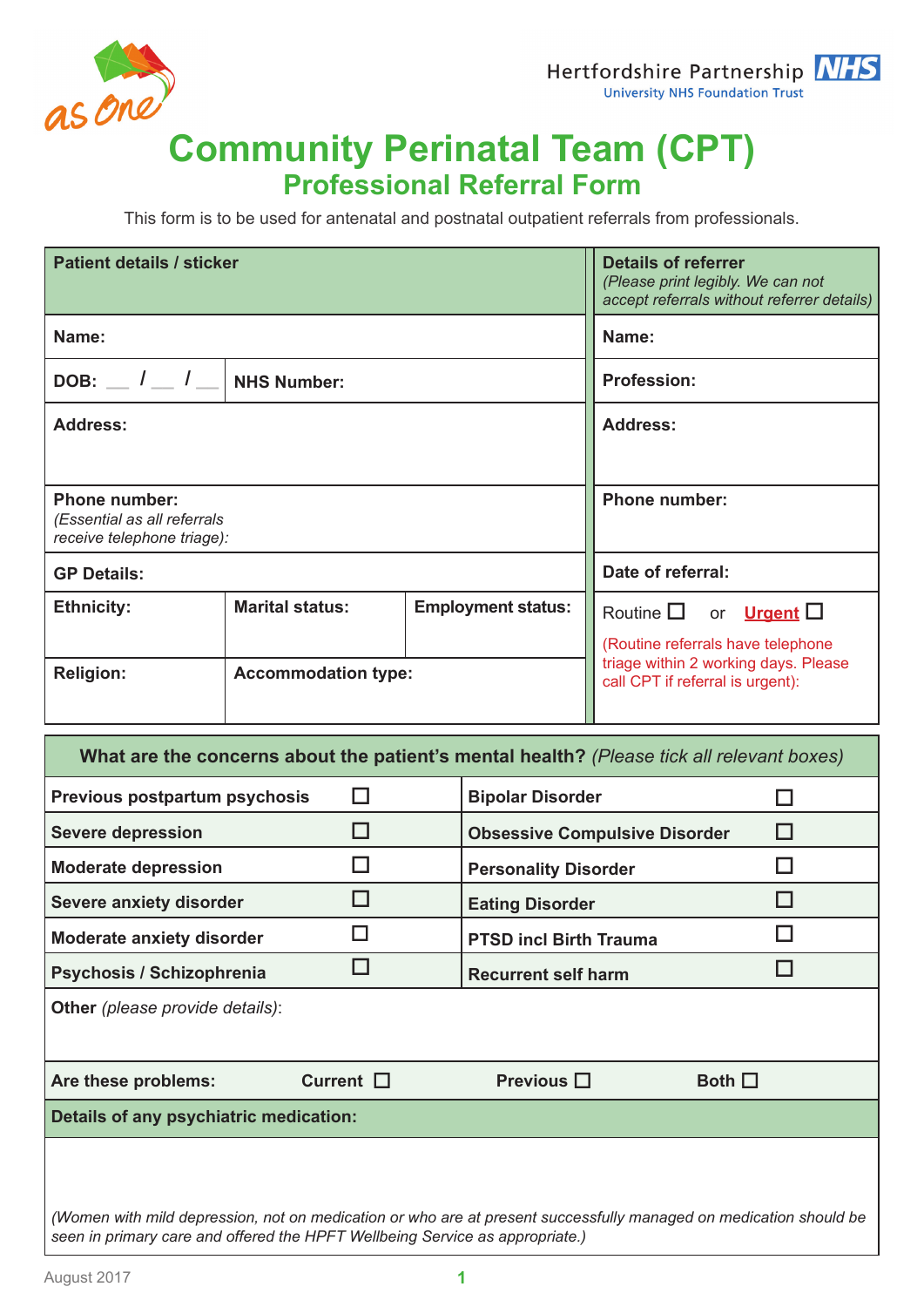# Community Perinatal Team (CPT)

## Professional Referral Form

This form is to be used for antenatal and postnatal outpatient referrals from professionals.

| **Patient details / sticker** | | | **Details of referrer** *(Please print legibly. We can not accept referrals without referrer details)* |
|---|---|---|---|
| **Name:** | | | **Name:** |
| **DOB:** __ / __ / __ | **NHS Number:** | | **Profession:** |
| **Address:** | | | **Address:** |
| **Phone number:** *(Essential as all referrals receive telephone triage):* | | | **Phone number:** |
| **GP Details:** | | | **Date of referral:** |
| **Ethnicity:** | **Marital status:** | **Employment status:** | Routine ☐ or **Urgent** ☐ (Routine referrals have telephone triage within 2 working days. Please call CPT if referral is urgent): |
| **Religion:** | **Accommodation type:** | | |

| **What are the concerns about the patient's mental health?** *(Please tick all relevant boxes)* | | | |
|---|---|---|---|
| **Previous postpartum psychosis** | ☐ | **Bipolar Disorder** | ☐ |
| **Severe depression** | ☐ | **Obsessive Compulsive Disorder** | ☐ |
| **Moderate depression** | ☐ | **Personality Disorder** | ☐ |
| **Severe anxiety disorder** | ☐ | **Eating Disorder** | ☐ |
| **Moderate anxiety disorder** | ☐ | **PTSD incl Birth Trauma** | ☐ |
| **Psychosis / Schizophrenia** | ☐ | **Recurrent self harm** | ☐ |

**Other** *(please provide details)*:

**Are these problems:** **Current** ☐ **Previous** ☐ **Both** ☐

**Details of any psychiatric medication:**

*(Women with mild depression, not on medication or who are at present successfully managed on medication should be seen in primary care and offered the HPFT Wellbeing Service as appropriate.)*

August 2017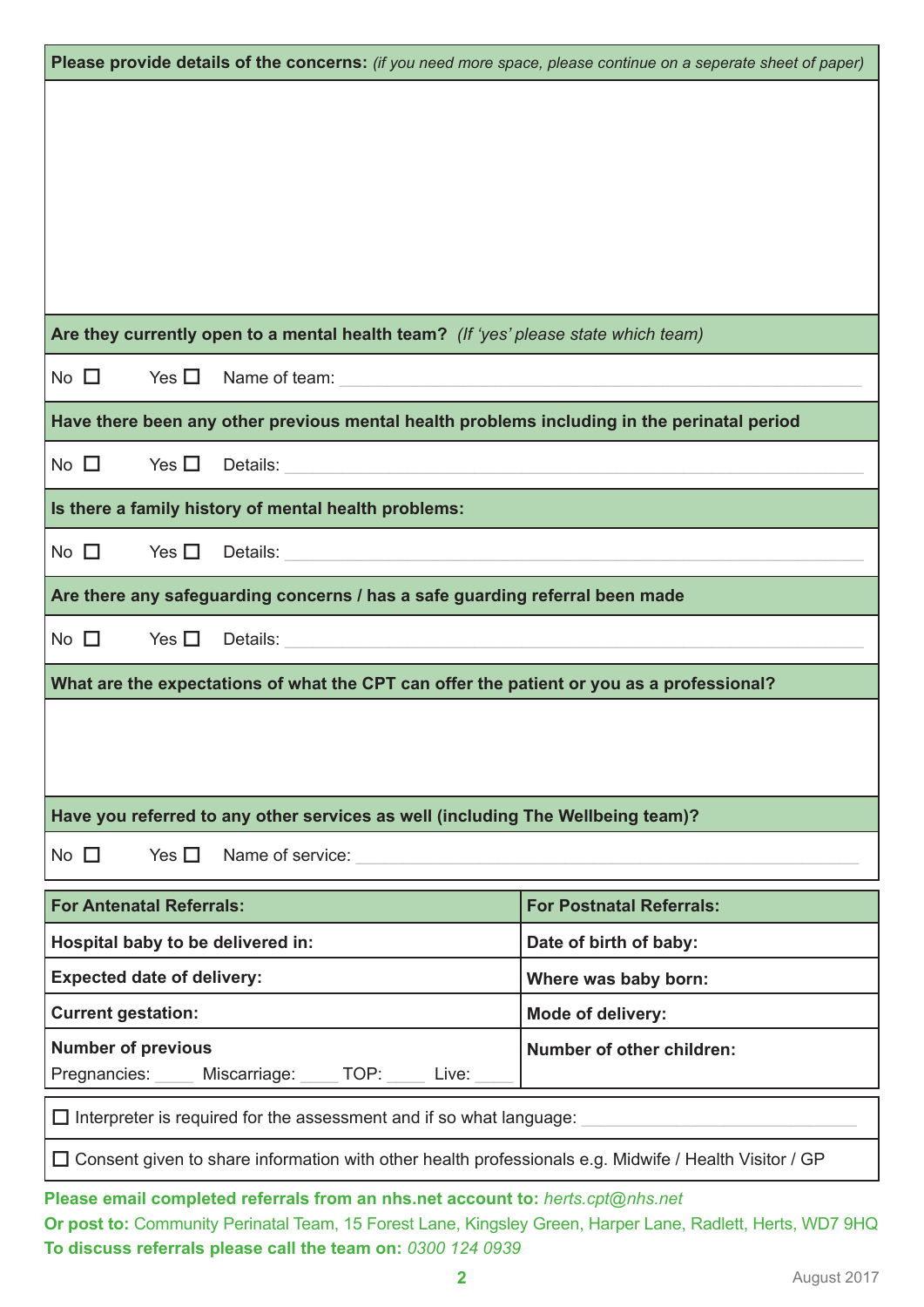**Please provide details of the concerns:** *(if you need more space, please continue on a seperate sheet of paper)*

**Are they currently open to a mental health team?** *(If 'yes' please state which team)*

No ☐ Yes ☐ Name of team: ____________________

**Have there been any other previous mental health problems including in the perinatal period**

No ☐ Yes ☐ Details: ____________________

**Is there a family history of mental health problems:**

No ☐ Yes ☐ Details: ____________________

**Are there any safeguarding concerns / has a safe guarding referral been made**

No ☐ Yes ☐ Details: ____________________

**What are the expectations of what the CPT can offer the patient or you as a professional?**

**Have you referred to any other services as well (including The Wellbeing team)?**

No ☐ Yes ☐ Name of service: ____________________

| **For Antenatal Referrals:** | **For Postnatal Referrals:** |
|---|---|
| **Hospital baby to be delivered in:** | **Date of birth of baby:** |
| **Expected date of delivery:** | **Where was baby born:** |
| **Current gestation:** | **Mode of delivery:** |
| **Number of previous** Pregnancies: ____ Miscarriage: ____ TOP: ____ Live: ____ | **Number of other children:** |

☐ Interpreter is required for the assessment and if so what language: ____________________

☐ Consent given to share information with other health professionals e.g. Midwife / Health Visitor / GP

**Please email completed referrals from an nhs.net account to:** *herts.cpt@nhs.net*
**Or post to:** Community Perinatal Team, 15 Forest Lane, Kingsley Green, Harper Lane, Radlett, Herts, WD7 9HQ
**To discuss referrals please call the team on:** *0300 124 0939*

August 2017